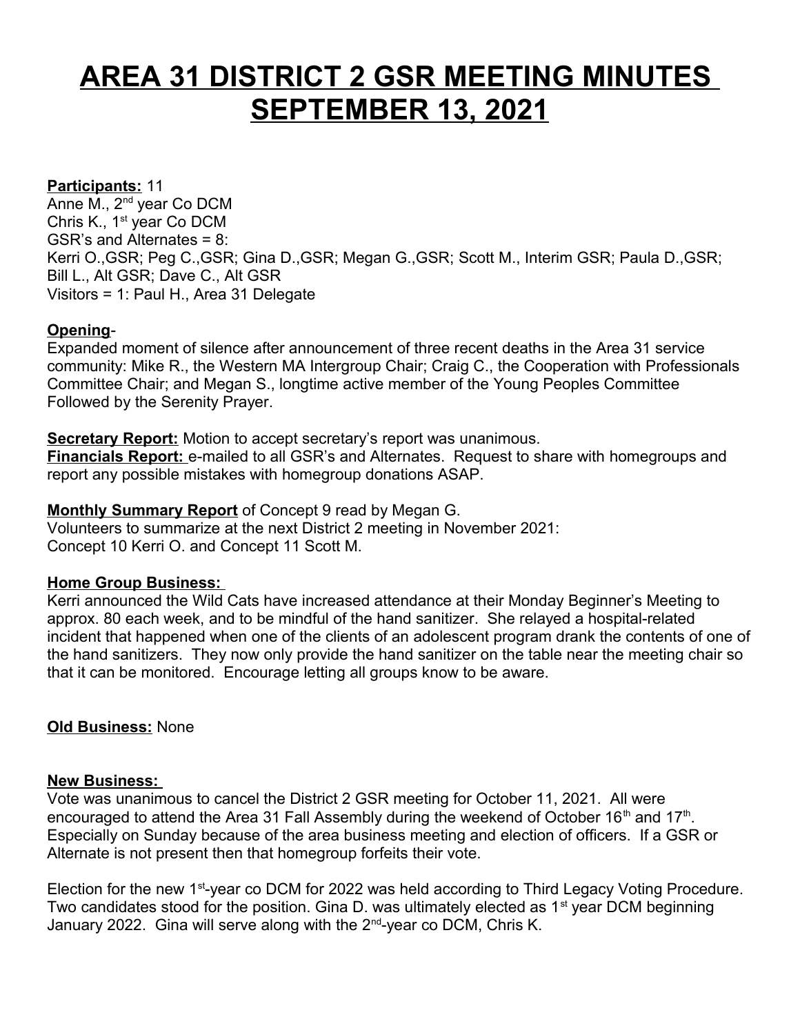# AREA 31 DISTRICT 2 GSR MEETING MINUTES SEPTEMBER 13, 2021

**Participants:** 11
Anne M., 2nd year Co DCM
Chris K., 1st year Co DCM
GSR's and Alternates = 8:
Kerri O.,GSR; Peg C.,GSR; Gina D.,GSR; Megan G.,GSR; Scott M., Interim GSR; Paula D.,GSR; Bill L., Alt GSR; Dave C., Alt GSR
Visitors = 1: Paul H., Area 31 Delegate

**Opening**-
Expanded moment of silence after announcement of three recent deaths in the Area 31 service community: Mike R., the Western MA Intergroup Chair; Craig C., the Cooperation with Professionals Committee Chair; and Megan S., longtime active member of the Young Peoples Committee
Followed by the Serenity Prayer.

**Secretary Report:** Motion to accept secretary's report was unanimous.
**Financials Report:** e-mailed to all GSR's and Alternates. Request to share with homegroups and report any possible mistakes with homegroup donations ASAP.

**Monthly Summary Report** of Concept 9 read by Megan G.
Volunteers to summarize at the next District 2 meeting in November 2021:
Concept 10 Kerri O. and Concept 11 Scott M.

**Home Group Business:**
Kerri announced the Wild Cats have increased attendance at their Monday Beginner's Meeting to approx. 80 each week, and to be mindful of the hand sanitizer. She relayed a hospital-related incident that happened when one of the clients of an adolescent program drank the contents of one of the hand sanitizers. They now only provide the hand sanitizer on the table near the meeting chair so that it can be monitored. Encourage letting all groups know to be aware.

**Old Business:** None

**New Business:**
Vote was unanimous to cancel the District 2 GSR meeting for October 11, 2021. All were encouraged to attend the Area 31 Fall Assembly during the weekend of October 16th and 17th. Especially on Sunday because of the area business meeting and election of officers. If a GSR or Alternate is not present then that homegroup forfeits their vote.

Election for the new 1st-year co DCM for 2022 was held according to Third Legacy Voting Procedure. Two candidates stood for the position. Gina D. was ultimately elected as 1st year DCM beginning January 2022. Gina will serve along with the 2nd-year co DCM, Chris K.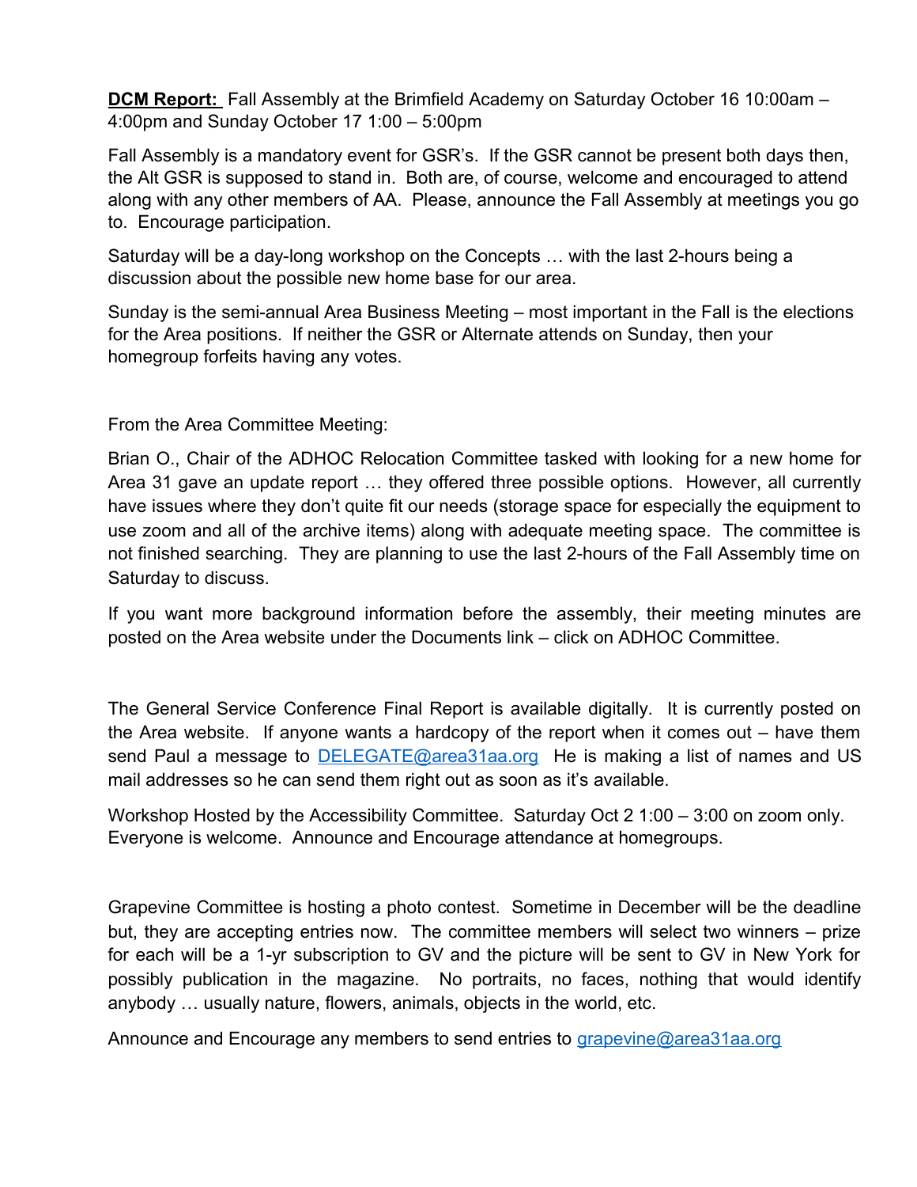**DCM Report:** Fall Assembly at the Brimfield Academy on Saturday October 16 10:00am – 4:00pm and Sunday October 17 1:00 – 5:00pm

Fall Assembly is a mandatory event for GSR's. If the GSR cannot be present both days then, the Alt GSR is supposed to stand in. Both are, of course, welcome and encouraged to attend along with any other members of AA. Please, announce the Fall Assembly at meetings you go to. Encourage participation.

Saturday will be a day-long workshop on the Concepts … with the last 2-hours being a discussion about the possible new home base for our area.

Sunday is the semi-annual Area Business Meeting – most important in the Fall is the elections for the Area positions. If neither the GSR or Alternate attends on Sunday, then your homegroup forfeits having any votes.

From the Area Committee Meeting:

Brian O., Chair of the ADHOC Relocation Committee tasked with looking for a new home for Area 31 gave an update report … they offered three possible options. However, all currently have issues where they don't quite fit our needs (storage space for especially the equipment to use zoom and all of the archive items) along with adequate meeting space. The committee is not finished searching. They are planning to use the last 2-hours of the Fall Assembly time on Saturday to discuss.

If you want more background information before the assembly, their meeting minutes are posted on the Area website under the Documents link – click on ADHOC Committee.

The General Service Conference Final Report is available digitally. It is currently posted on the Area website. If anyone wants a hardcopy of the report when it comes out – have them send Paul a message to DELEGATE@area31aa.org He is making a list of names and US mail addresses so he can send them right out as soon as it's available.

Workshop Hosted by the Accessibility Committee. Saturday Oct 2 1:00 – 3:00 on zoom only. Everyone is welcome. Announce and Encourage attendance at homegroups.

Grapevine Committee is hosting a photo contest. Sometime in December will be the deadline but, they are accepting entries now. The committee members will select two winners – prize for each will be a 1-yr subscription to GV and the picture will be sent to GV in New York for possibly publication in the magazine. No portraits, no faces, nothing that would identify anybody … usually nature, flowers, animals, objects in the world, etc.

Announce and Encourage any members to send entries to grapevine@area31aa.org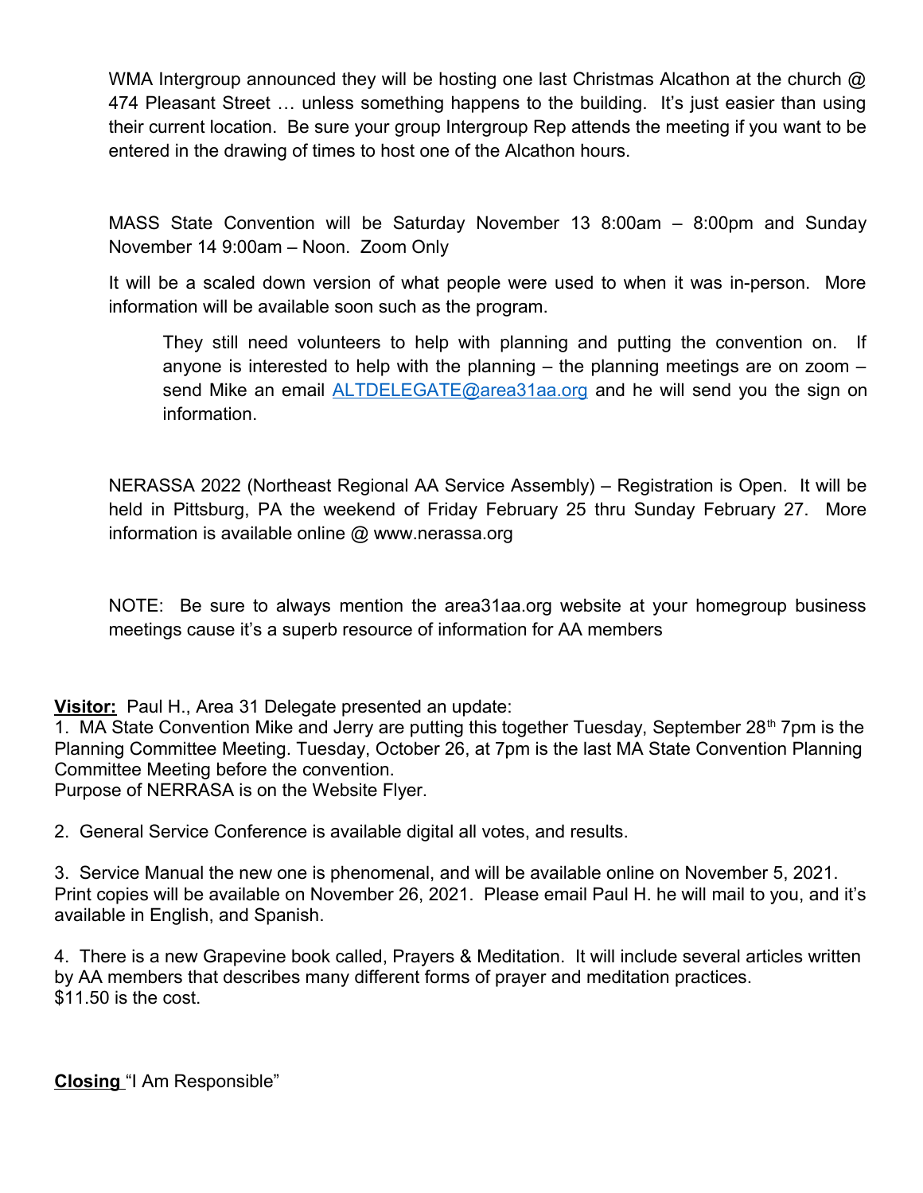WMA Intergroup announced they will be hosting one last Christmas Alcathon at the church @ 474 Pleasant Street … unless something happens to the building. It's just easier than using their current location. Be sure your group Intergroup Rep attends the meeting if you want to be entered in the drawing of times to host one of the Alcathon hours.

MASS State Convention will be Saturday November 13 8:00am – 8:00pm and Sunday November 14 9:00am – Noon. Zoom Only

It will be a scaled down version of what people were used to when it was in-person. More information will be available soon such as the program.

> They still need volunteers to help with planning and putting the convention on. If anyone is interested to help with the planning – the planning meetings are on zoom – send Mike an email ALTDELEGATE@area31aa.org and he will send you the sign on information.

NERASSA 2022 (Northeast Regional AA Service Assembly) – Registration is Open. It will be held in Pittsburg, PA the weekend of Friday February 25 thru Sunday February 27. More information is available online @ www.nerassa.org

NOTE: Be sure to always mention the area31aa.org website at your homegroup business meetings cause it's a superb resource of information for AA members

**Visitor:** Paul H., Area 31 Delegate presented an update:
1. MA State Convention Mike and Jerry are putting this together Tuesday, September 28th 7pm is the Planning Committee Meeting. Tuesday, October 26, at 7pm is the last MA State Convention Planning Committee Meeting before the convention.
Purpose of NERRASA is on the Website Flyer.

2. General Service Conference is available digital all votes, and results.

3. Service Manual the new one is phenomenal, and will be available online on November 5, 2021. Print copies will be available on November 26, 2021. Please email Paul H. he will mail to you, and it's available in English, and Spanish.

4. There is a new Grapevine book called, Prayers & Meditation. It will include several articles written by AA members that describes many different forms of prayer and meditation practices.
$11.50 is the cost.

**Closing** "I Am Responsible"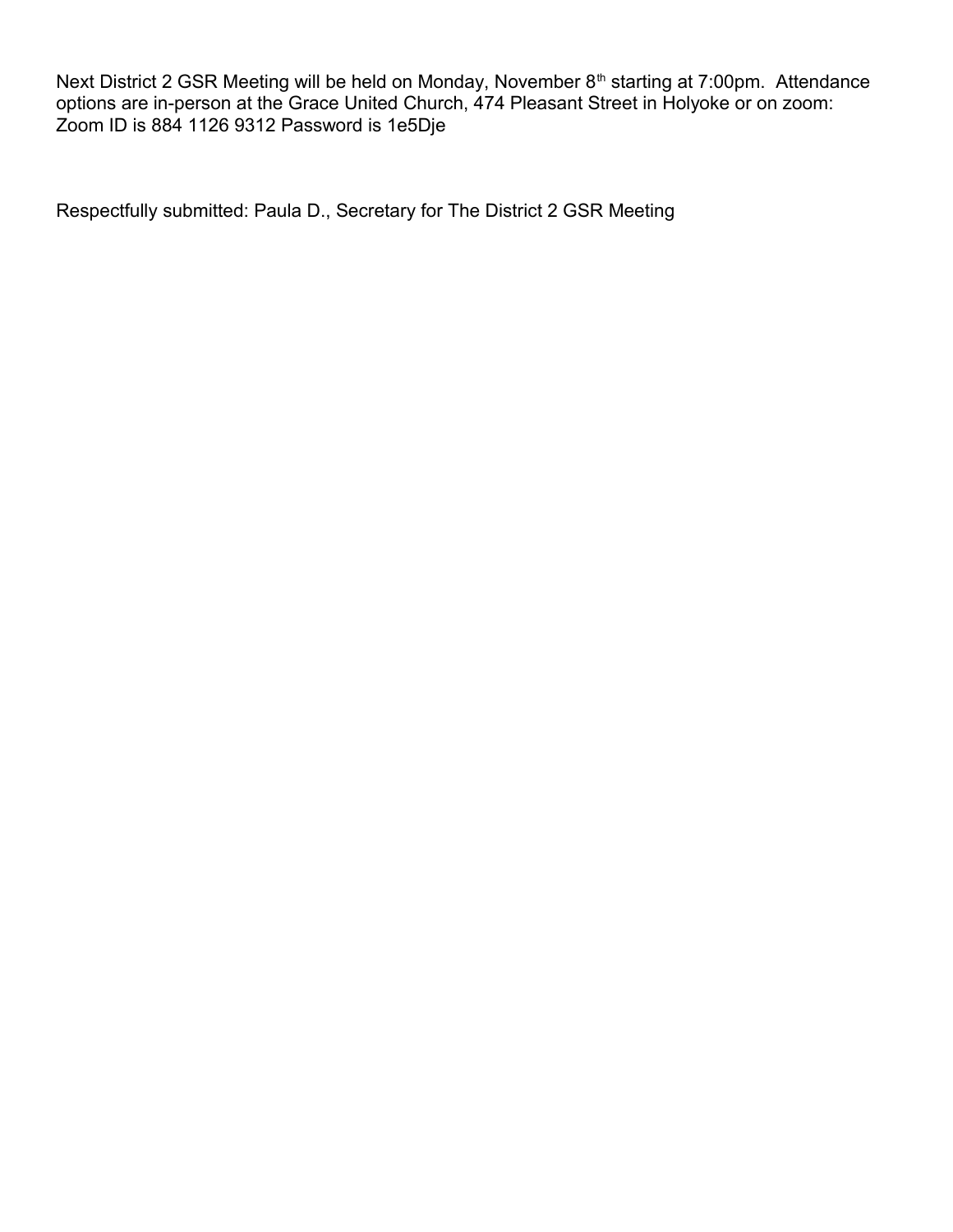Next District 2 GSR Meeting will be held on Monday, November 8th starting at 7:00pm. Attendance options are in-person at the Grace United Church, 474 Pleasant Street in Holyoke or on zoom: Zoom ID is 884 1126 9312 Password is 1e5Dje

Respectfully submitted: Paula D., Secretary for The District 2 GSR Meeting